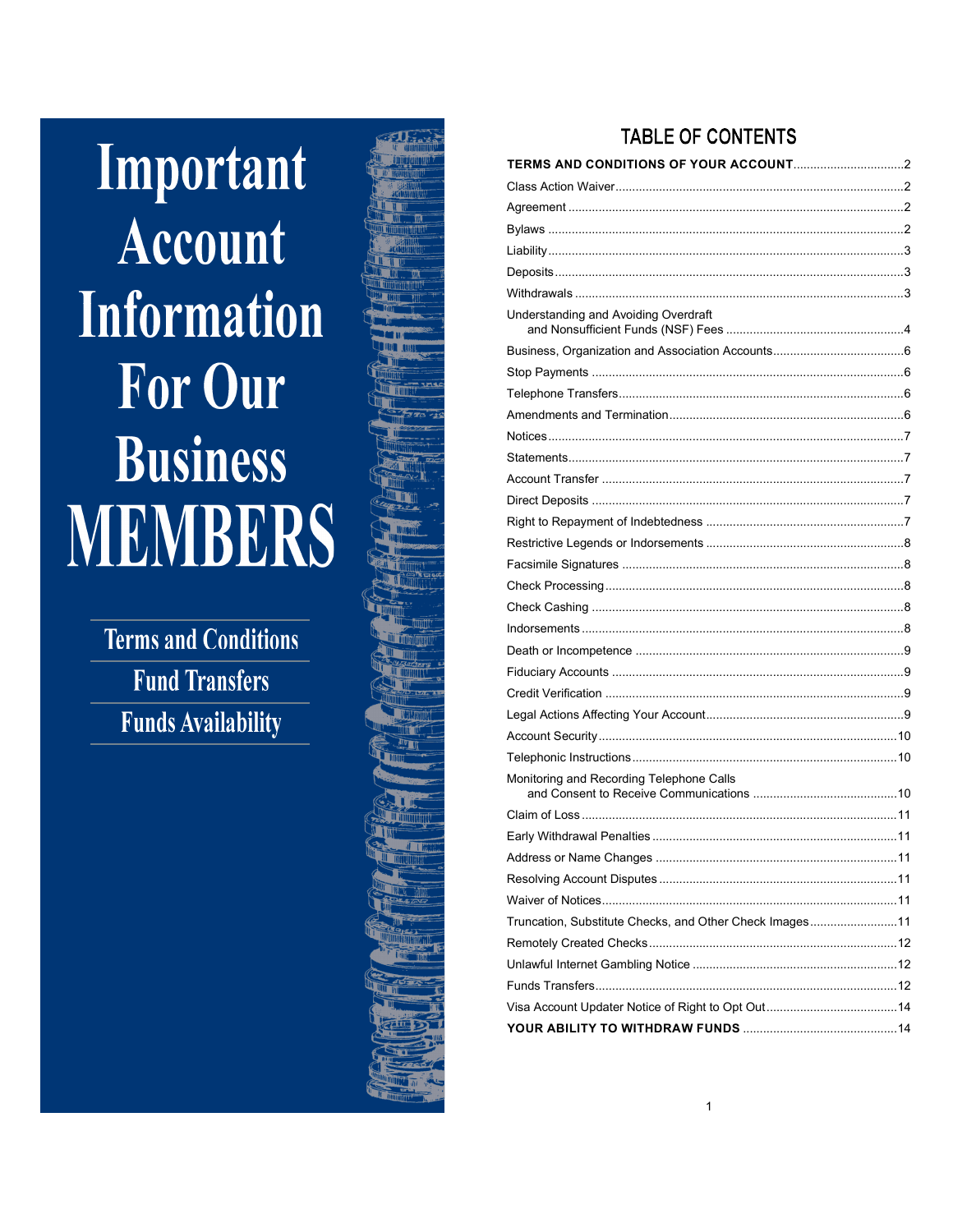# Important Account Information For Our Business MEMBERS

Terms and Conditions

Fund Transfers

Funds Availability

## TABLE OF CONTENTS

| | |
|---|---|
| **TERMS AND CONDITIONS OF YOUR ACCOUNT** | **2** |
| Class Action Waiver | 2 |
| Agreement | 2 |
| Bylaws | 2 |
| Liability | 3 |
| Deposits | 3 |
| Withdrawals | 3 |
| Understanding and Avoiding Overdraft and Nonsufficient Funds (NSF) Fees | 4 |
| Business, Organization and Association Accounts | 6 |
| Stop Payments | 6 |
| Telephone Transfers | 6 |
| Amendments and Termination | 6 |
| Notices | 7 |
| Statements | 7 |
| Account Transfer | 7 |
| Direct Deposits | 7 |
| Right to Repayment of Indebtedness | 7 |
| Restrictive Legends or Indorsements | 8 |
| Facsimile Signatures | 8 |
| Check Processing | 8 |
| Check Cashing | 8 |
| Indorsements | 8 |
| Death or Incompetence | 9 |
| Fiduciary Accounts | 9 |
| Credit Verification | 9 |
| Legal Actions Affecting Your Account | 9 |
| Account Security | 10 |
| Telephonic Instructions | 10 |
| Monitoring and Recording Telephone Calls and Consent to Receive Communications | 10 |
| Claim of Loss | 11 |
| Early Withdrawal Penalties | 11 |
| Address or Name Changes | 11 |
| Resolving Account Disputes | 11 |
| Waiver of Notices | 11 |
| Truncation, Substitute Checks, and Other Check Images | 11 |
| Remotely Created Checks | 12 |
| Unlawful Internet Gambling Notice | 12 |
| Funds Transfers | 12 |
| Visa Account Updater Notice of Right to Opt Out | 14 |
| **YOUR ABILITY TO WITHDRAW FUNDS** | **14** |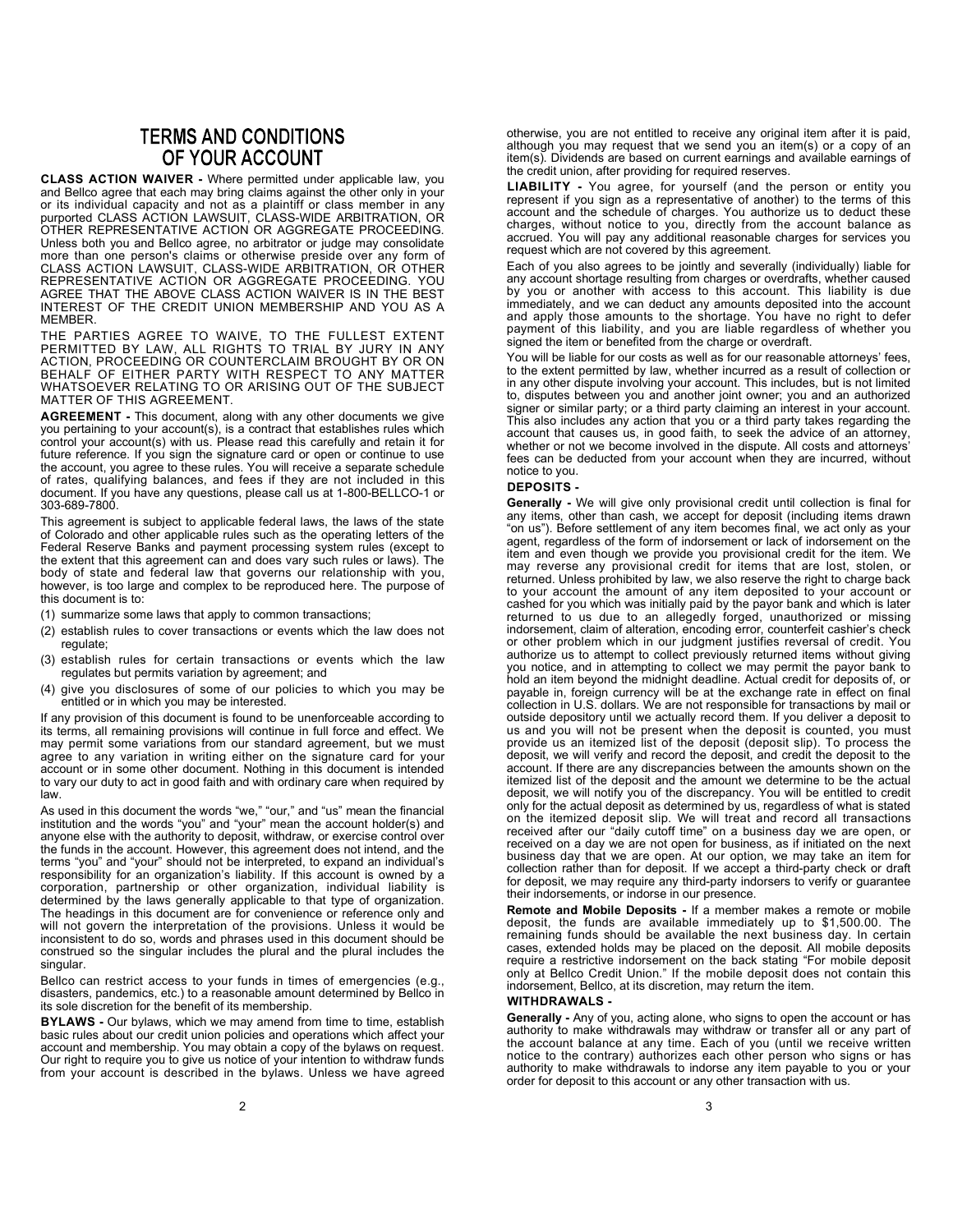# TERMS AND CONDITIONS OF YOUR ACCOUNT

**CLASS ACTION WAIVER -** Where permitted under applicable law, you and Bellco agree that each may bring claims against the other only in your or its individual capacity and not as a plaintiff or class member in any purported CLASS ACTION LAWSUIT, CLASS-WIDE ARBITRATION, OR OTHER REPRESENTATIVE ACTION OR AGGREGATE PROCEEDING. Unless both you and Bellco agree, no arbitrator or judge may consolidate more than one person's claims or otherwise preside over any form of CLASS ACTION LAWSUIT, CLASS-WIDE ARBITRATION, OR OTHER REPRESENTATIVE ACTION OR AGGREGATE PROCEEDING. YOU AGREE THAT THE ABOVE CLASS ACTION WAIVER IS IN THE BEST INTEREST OF THE CREDIT UNION MEMBERSHIP AND YOU AS A MEMBER.

THE PARTIES AGREE TO WAIVE, TO THE FULLEST EXTENT PERMITTED BY LAW, ALL RIGHTS TO TRIAL BY JURY IN ANY ACTION, PROCEEDING OR COUNTERCLAIM BROUGHT BY OR ON BEHALF OF EITHER PARTY WITH RESPECT TO ANY MATTER WHATSOEVER RELATING TO OR ARISING OUT OF THE SUBJECT MATTER OF THIS AGREEMENT.

**AGREEMENT -** This document, along with any other documents we give you pertaining to your account(s), is a contract that establishes rules which control your account(s) with us. Please read this carefully and retain it for future reference. If you sign the signature card or open or continue to use the account, you agree to these rules. You will receive a separate schedule of rates, qualifying balances, and fees if they are not included in this document. If you have any questions, please call us at 1-800-BELLCO-1 or 303-689-7800.

This agreement is subject to applicable federal laws, the laws of the state of Colorado and other applicable rules such as the operating letters of the Federal Reserve Banks and payment processing system rules (except to the extent that this agreement can and does vary such rules or laws). The body of state and federal law that governs our relationship with you, however, is too large and complex to be reproduced here. The purpose of this document is to:

(1) summarize some laws that apply to common transactions;
(2) establish rules to cover transactions or events which the law does not regulate;
(3) establish rules for certain transactions or events which the law regulates but permits variation by agreement; and
(4) give you disclosures of some of our policies to which you may be entitled or in which you may be interested.

If any provision of this document is found to be unenforceable according to its terms, all remaining provisions will continue in full force and effect. We may permit some variations from our standard agreement, but we must agree to any variation in writing either on the signature card for your account or in some other document. Nothing in this document is intended to vary our duty to act in good faith and with ordinary care when required by law.

As used in this document the words "we," "our," and "us" mean the financial institution and the words "you" and "your" mean the account holder(s) and anyone else with the authority to deposit, withdraw, or exercise control over the funds in the account. However, this agreement does not intend, and the terms "you" and "your" should not be interpreted, to expand an individual's responsibility for an organization's liability. If this account is owned by a corporation, partnership or other organization, individual liability is determined by the laws generally applicable to that type of organization. The headings in this document are for convenience or reference only and will not govern the interpretation of the provisions. Unless it would be inconsistent to do so, words and phrases used in this document should be construed so the singular includes the plural and the plural includes the singular.

Bellco can restrict access to your funds in times of emergencies (e.g., disasters, pandemics, etc.) to a reasonable amount determined by Bellco in its sole discretion for the benefit of its membership.

**BYLAWS -** Our bylaws, which we may amend from time to time, establish basic rules about our credit union policies and operations which affect your account and membership. You may obtain a copy of the bylaws on request. Our right to require you to give us notice of your intention to withdraw funds from your account is described in the bylaws. Unless we have agreed otherwise, you are not entitled to receive any original item after it is paid, although you may request that we send you an item(s) or a copy of an item(s). Dividends are based on current earnings and available earnings of the credit union, after providing for required reserves.

**LIABILITY -** You agree, for yourself (and the person or entity you represent if you sign as a representative of another) to the terms of this account and the schedule of charges. You authorize us to deduct these charges, without notice to you, directly from the account balance as accrued. You will pay any additional reasonable charges for services you request which are not covered by this agreement.

Each of you also agrees to be jointly and severally (individually) liable for any account shortage resulting from charges or overdrafts, whether caused by you or another with access to this account. This liability is due immediately, and we can deduct any amounts deposited into the account and apply those amounts to the shortage. You have no right to defer payment of this liability, and you are liable regardless of whether you signed the item or benefited from the charge or overdraft.

You will be liable for our costs as well as for our reasonable attorneys' fees, to the extent permitted by law, whether incurred as a result of collection or in any other dispute involving your account. This includes, but is not limited to, disputes between you and another joint owner; you and an authorized signer or similar party; or a third party claiming an interest in your account. This also includes any action that you or a third party takes regarding the account that causes us, in good faith, to seek the advice of an attorney, whether or not we become involved in the dispute. All costs and attorneys' fees can be deducted from your account when they are incurred, without notice to you.

**DEPOSITS -**

**Generally -** We will give only provisional credit until collection is final for any items, other than cash, we accept for deposit (including items drawn "on us"). Before settlement of any item becomes final, we act only as your agent, regardless of the form of indorsement or lack of indorsement on the item and even though we provide you provisional credit for the item. We may reverse any provisional credit for items that are lost, stolen, or returned. Unless prohibited by law, we also reserve the right to charge back to your account the amount of any item deposited to your account or cashed for you which was initially paid by the payor bank and which is later returned to us due to an allegedly forged, unauthorized or missing indorsement, claim of alteration, encoding error, counterfeit cashier's check or other problem which in our judgment justifies reversal of credit. You authorize us to attempt to collect previously returned items without giving you notice, and in attempting to collect we may permit the payor bank to hold an item beyond the midnight deadline. Actual credit for deposits of, or payable in, foreign currency will be at the exchange rate in effect on final collection in U.S. dollars. We are not responsible for transactions by mail or outside depository until we actually record them. If you deliver a deposit to us and you will not be present when the deposit is counted, you must provide us an itemized list of the deposit (deposit slip). To process the deposit, we will verify and record the deposit, and credit the deposit to the account. If there are any discrepancies between the amounts shown on the itemized list of the deposit and the amount we determine to be the actual deposit, we will notify you of the discrepancy. You will be entitled to credit only for the actual deposit as determined by us, regardless of what is stated on the itemized deposit slip. We will treat and record all transactions received after our "daily cutoff time" on a business day we are open, or received on a day we are not open for business, as if initiated on the next business day that we are open. At our option, we may take an item for collection rather than for deposit. If we accept a third-party check or draft for deposit, we may require any third-party indorsers to verify or guarantee their indorsements, or indorse in our presence.

**Remote and Mobile Deposits -** If a member makes a remote or mobile deposit, the funds are available immediately up to $1,500.00. The remaining funds should be available the next business day. In certain cases, extended holds may be placed on the deposit. All mobile deposits require a restrictive indorsement on the back stating "For mobile deposit only at Bellco Credit Union." If the mobile deposit does not contain this indorsement, Bellco, at its discretion, may return the item.

**WITHDRAWALS -**

**Generally -** Any of you, acting alone, who signs to open the account or has authority to make withdrawals may withdraw or transfer all or any part of the account balance at any time. Each of you (until we receive written notice to the contrary) authorizes each other person who signs or has authority to make withdrawals to indorse any item payable to you or your order for deposit to this account or any other transaction with us.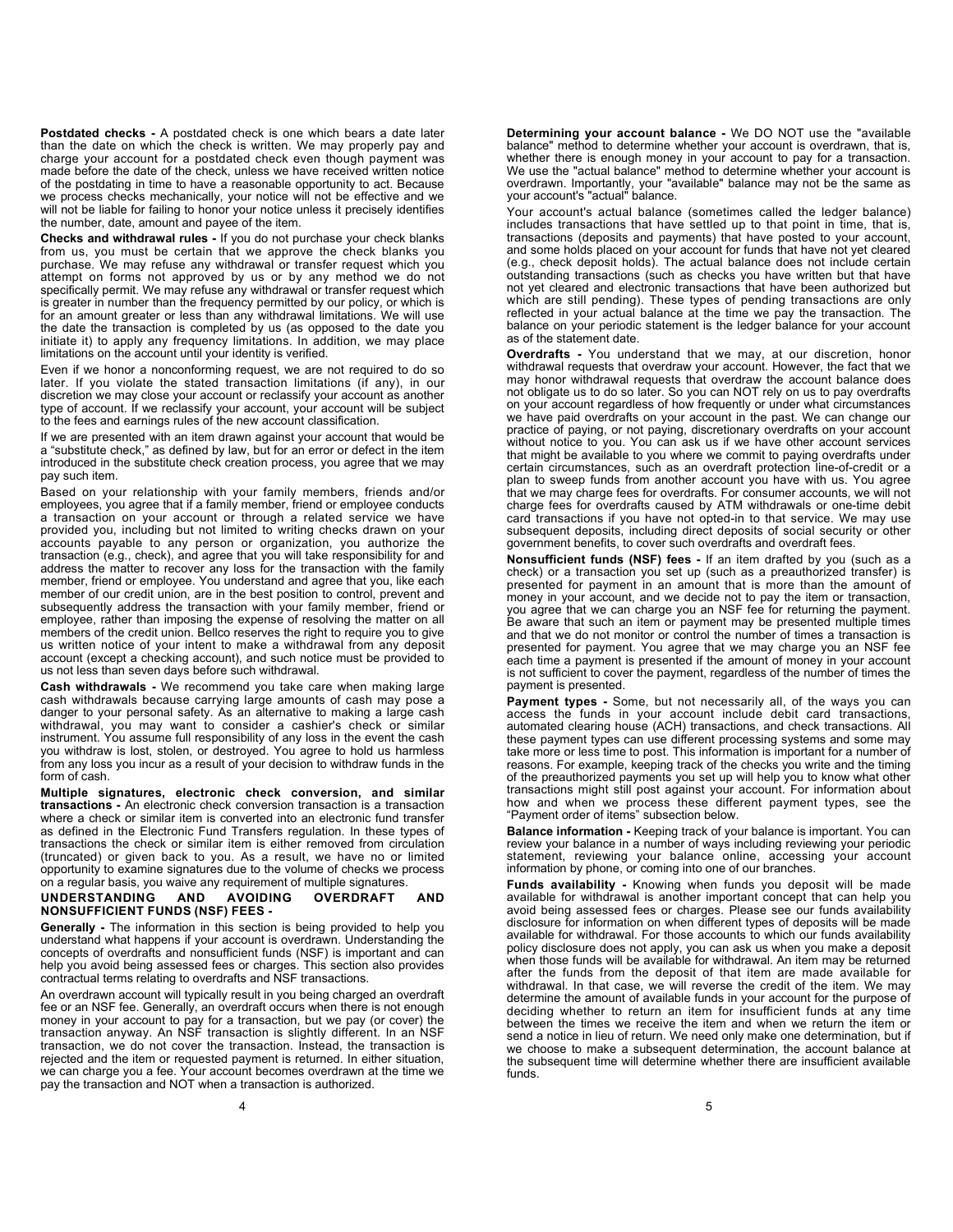**Postdated checks -** A postdated check is one which bears a date later than the date on which the check is written. We may properly pay and charge your account for a postdated check even though payment was made before the date of the check, unless we have received written notice of the postdating in time to have a reasonable opportunity to act. Because we process checks mechanically, your notice will not be effective and we will not be liable for failing to honor your notice unless it precisely identifies the number, date, amount and payee of the item.

**Checks and withdrawal rules -** If you do not purchase your check blanks from us, you must be certain that we approve the check blanks you purchase. We may refuse any withdrawal or transfer request which you attempt on forms not approved by us or by any method we do not specifically permit. We may refuse any withdrawal or transfer request which is greater in number than the frequency permitted by our policy, or which is for an amount greater or less than any withdrawal limitations. We will use the date the transaction is completed by us (as opposed to the date you initiate it) to apply any frequency limitations. In addition, we may place limitations on the account until your identity is verified.

Even if we honor a nonconforming request, we are not required to do so later. If you violate the stated transaction limitations (if any), in our discretion we may close your account or reclassify your account as another type of account. If we reclassify your account, your account will be subject to the fees and earnings rules of the new account classification.

If we are presented with an item drawn against your account that would be a "substitute check," as defined by law, but for an error or defect in the item introduced in the substitute check creation process, you agree that we may pay such item.

Based on your relationship with your family members, friends and/or employees, you agree that if a family member, friend or employee conducts a transaction on your account or through a related service we have provided you, including but not limited to writing checks drawn on your accounts payable to any person or organization, you authorize the transaction (e.g., check), and agree that you will take responsibility for and address the matter to recover any loss for the transaction with the family member, friend or employee. You understand and agree that you, like each member of our credit union, are in the best position to control, prevent and subsequently address the transaction with your family member, friend or employee, rather than imposing the expense of resolving the matter on all members of the credit union. Bellco reserves the right to require you to give us written notice of your intent to make a withdrawal from any deposit account (except a checking account), and such notice must be provided to us not less than seven days before such withdrawal.

**Cash withdrawals -** We recommend you take care when making large cash withdrawals because carrying large amounts of cash may pose a danger to your personal safety. As an alternative to making a large cash withdrawal, you may want to consider a cashier's check or similar instrument. You assume full responsibility of any loss in the event the cash you withdraw is lost, stolen, or destroyed. You agree to hold us harmless from any loss you incur as a result of your decision to withdraw funds in the form of cash.

**Multiple signatures, electronic check conversion, and similar transactions -** An electronic check conversion transaction is a transaction where a check or similar item is converted into an electronic fund transfer as defined in the Electronic Fund Transfers regulation. In these types of transactions the check or similar item is either removed from circulation (truncated) or given back to you. As a result, we have no or limited opportunity to examine signatures due to the volume of checks we process on a regular basis, you waive any requirement of multiple signatures.

**UNDERSTANDING AND AVOIDING OVERDRAFT AND NONSUFFICIENT FUNDS (NSF) FEES -**

**Generally -** The information in this section is being provided to help you understand what happens if your account is overdrawn. Understanding the concepts of overdrafts and nonsufficient funds (NSF) is important and can help you avoid being assessed fees or charges. This section also provides contractual terms relating to overdrafts and NSF transactions.

An overdrawn account will typically result in you being charged an overdraft fee or an NSF fee. Generally, an overdraft occurs when there is not enough money in your account to pay for a transaction, but we pay (or cover) the transaction anyway. An NSF transaction is slightly different. In an NSF transaction, we do not cover the transaction. Instead, the transaction is rejected and the item or requested payment is returned. In either situation, we can charge you a fee. Your account becomes overdrawn at the time we pay the transaction and NOT when a transaction is authorized.

**Determining your account balance -** We DO NOT use the "available balance" method to determine whether your account is overdrawn, that is, whether there is enough money in your account to pay for a transaction. We use the "actual balance" method to determine whether your account is overdrawn. Importantly, your "available" balance may not be the same as your account's "actual" balance.

Your account's actual balance (sometimes called the ledger balance) includes transactions that have settled up to that point in time, that is, transactions (deposits and payments) that have posted to your account, and some holds placed on your account for funds that have not yet cleared (e.g., check deposit holds). The actual balance does not include certain outstanding transactions (such as checks you have written but that have not yet cleared and electronic transactions that have been authorized but which are still pending). These types of pending transactions are only reflected in your actual balance at the time we pay the transaction. The balance on your periodic statement is the ledger balance for your account as of the statement date.

**Overdrafts -** You understand that we may, at our discretion, honor withdrawal requests that overdraw your account. However, the fact that we may honor withdrawal requests that overdraw the account balance does not obligate us to do so later. So you can NOT rely on us to pay overdrafts on your account regardless of how frequently or under what circumstances we have paid overdrafts on your account in the past. We can change our practice of paying, or not paying, discretionary overdrafts on your account without notice to you. You can ask us if we have other account services that might be available to you where we commit to paying overdrafts under certain circumstances, such as an overdraft protection line-of-credit or a plan to sweep funds from another account you have with us. You agree that we may charge fees for overdrafts. For consumer accounts, we will not charge fees for overdrafts caused by ATM withdrawals or one-time debit card transactions if you have not opted-in to that service. We may use subsequent deposits, including direct deposits of social security or other government benefits, to cover such overdrafts and overdraft fees.

**Nonsufficient funds (NSF) fees -** If an item drafted by you (such as a check) or a transaction you set up (such as a preauthorized transfer) is presented for payment in an amount that is more than the amount of money in your account, and we decide not to pay the item or transaction, you agree that we can charge you an NSF fee for returning the payment. Be aware that such an item or payment may be presented multiple times and that we do not monitor or control the number of times a transaction is presented for payment. You agree that we may charge you an NSF fee each time a payment is presented if the amount of money in your account is not sufficient to cover the payment, regardless of the number of times the payment is presented.

**Payment types -** Some, but not necessarily all, of the ways you can access the funds in your account include debit card transactions, automated clearing house (ACH) transactions, and check transactions. All these payment types can use different processing systems and some may take more or less time to post. This information is important for a number of reasons. For example, keeping track of the checks you write and the timing of the preauthorized payments you set up will help you to know what other transactions might still post against your account. For information about how and when we process these different payment types, see the "Payment order of items" subsection below.

**Balance information -** Keeping track of your balance is important. You can review your balance in a number of ways including reviewing your periodic statement, reviewing your balance online, accessing your account information by phone, or coming into one of our branches.

**Funds availability -** Knowing when funds you deposit will be made available for withdrawal is another important concept that can help you avoid being assessed fees or charges. Please see our funds availability disclosure for information on when different types of deposits will be made available for withdrawal. For those accounts to which our funds availability policy disclosure does not apply, you can ask us when you make a deposit when those funds will be available for withdrawal. An item may be returned after the funds from the deposit of that item are made available for withdrawal. In that case, we will reverse the credit of the item. We may determine the amount of available funds in your account for the purpose of deciding whether to return an item for insufficient funds at any time between the times we receive the item and when we return the item or send a notice in lieu of return. We need only make one determination, but if we choose to make a subsequent determination, the account balance at the subsequent time will determine whether there are insufficient available funds.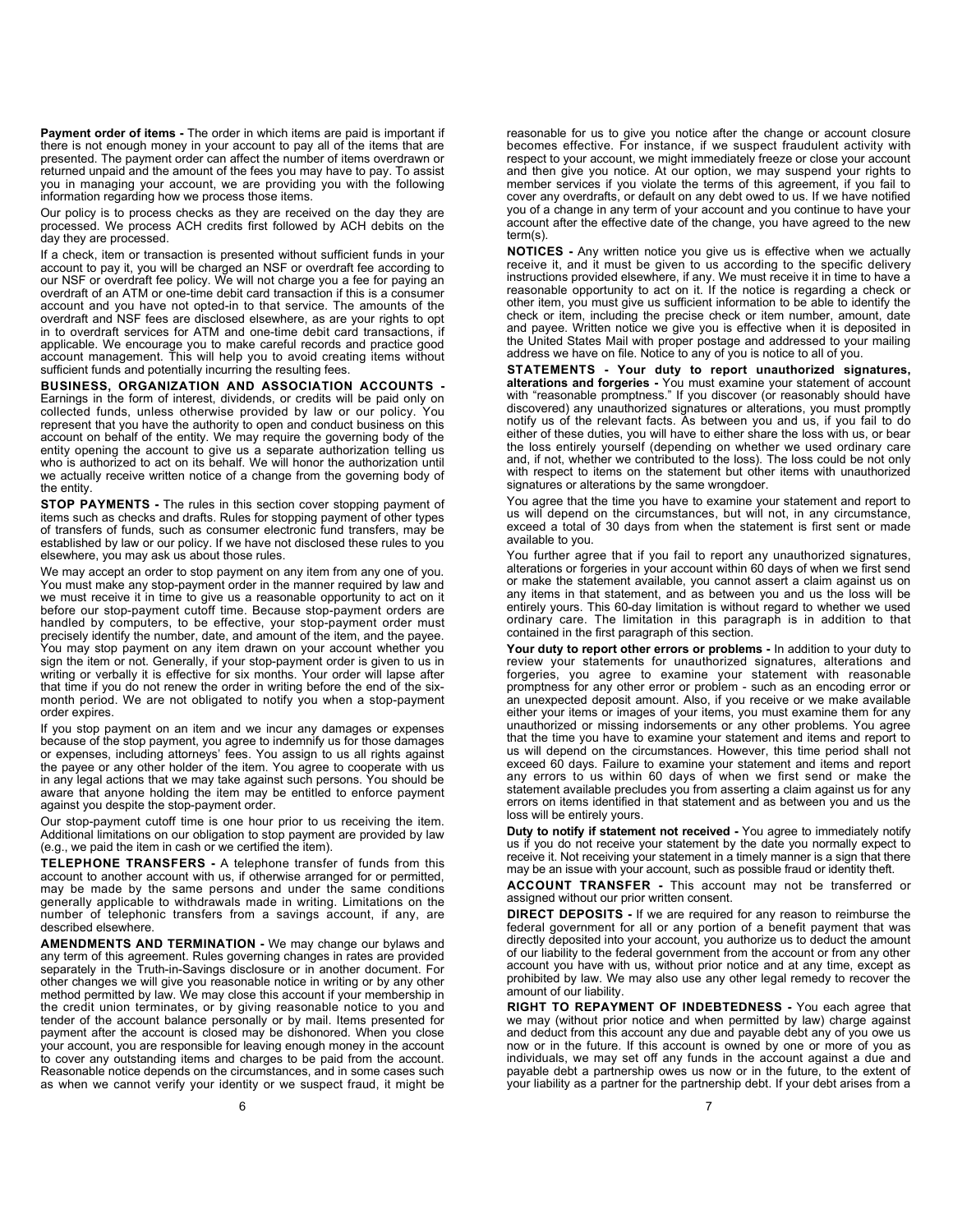**Payment order of items -** The order in which items are paid is important if there is not enough money in your account to pay all of the items that are presented. The payment order can affect the number of items overdrawn or returned unpaid and the amount of the fees you may have to pay. To assist you in managing your account, we are providing you with the following information regarding how we process those items.

Our policy is to process checks as they are received on the day they are processed. We process ACH credits first followed by ACH debits on the day they are processed.

If a check, item or transaction is presented without sufficient funds in your account to pay it, you will be charged an NSF or overdraft fee according to our NSF or overdraft fee policy. We will not charge you a fee for paying an overdraft of an ATM or one-time debit card transaction if this is a consumer account and you have not opted-in to that service. The amounts of the overdraft and NSF fees are disclosed elsewhere, as are your rights to opt in to overdraft services for ATM and one-time debit card transactions, if applicable. We encourage you to make careful records and practice good account management. This will help you to avoid creating items without sufficient funds and potentially incurring the resulting fees.

**BUSINESS, ORGANIZATION AND ASSOCIATION ACCOUNTS -** Earnings in the form of interest, dividends, or credits will be paid only on collected funds, unless otherwise provided by law or our policy. You represent that you have the authority to open and conduct business on this account on behalf of the entity. We may require the governing body of the entity opening the account to give us a separate authorization telling us who is authorized to act on its behalf. We will honor the authorization until we actually receive written notice of a change from the governing body of the entity.

**STOP PAYMENTS -** The rules in this section cover stopping payment of items such as checks and drafts. Rules for stopping payment of other types of transfers of funds, such as consumer electronic fund transfers, may be established by law or our policy. If we have not disclosed these rules to you elsewhere, you may ask us about those rules.

We may accept an order to stop payment on any item from any one of you. You must make any stop-payment order in the manner required by law and we must receive it in time to give us a reasonable opportunity to act on it before our stop-payment cutoff time. Because stop-payment orders are handled by computers, to be effective, your stop-payment order must precisely identify the number, date, and amount of the item, and the payee. You may stop payment on any item drawn on your account whether you sign the item or not. Generally, if your stop-payment order is given to us in writing or verbally it is effective for six months. Your order will lapse after that time if you do not renew the order in writing before the end of the six-month period. We are not obligated to notify you when a stop-payment order expires.

If you stop payment on an item and we incur any damages or expenses because of the stop payment, you agree to indemnify us for those damages or expenses, including attorneys' fees. You assign to us all rights against the payee or any other holder of the item. You agree to cooperate with us in any legal actions that we may take against such persons. You should be aware that anyone holding the item may be entitled to enforce payment against you despite the stop-payment order.

Our stop-payment cutoff time is one hour prior to us receiving the item. Additional limitations on our obligation to stop payment are provided by law (e.g., we paid the item in cash or we certified the item).

**TELEPHONE TRANSFERS -** A telephone transfer of funds from this account to another account with us, if otherwise arranged for or permitted, may be made by the same persons and under the same conditions generally applicable to withdrawals made in writing. Limitations on the number of telephonic transfers from a savings account, if any, are described elsewhere.

**AMENDMENTS AND TERMINATION -** We may change our bylaws and any term of this agreement. Rules governing changes in rates are provided separately in the Truth-in-Savings disclosure or in another document. For other changes we will give you reasonable notice in writing or by any other method permitted by law. We may close this account if your membership in the credit union terminates, or by giving reasonable notice to you and tender of the account balance personally or by mail. Items presented for payment after the account is closed may be dishonored. When you close your account, you are responsible for leaving enough money in the account to cover any outstanding items and charges to be paid from the account. Reasonable notice depends on the circumstances, and in some cases such as when we cannot verify your identity or we suspect fraud, it might be reasonable for us to give you notice after the change or account closure becomes effective. For instance, if we suspect fraudulent activity with respect to your account, we might immediately freeze or close your account and then give you notice. At our option, we may suspend your rights to member services if you violate the terms of this agreement, if you fail to cover any overdrafts, or default on any debt owed to us. If we have notified you of a change in any term of your account and you continue to have your account after the effective date of the change, you have agreed to the new term(s).

**NOTICES -** Any written notice you give us is effective when we actually receive it, and it must be given to us according to the specific delivery instructions provided elsewhere, if any. We must receive it in time to have a reasonable opportunity to act on it. If the notice is regarding a check or other item, you must give us sufficient information to be able to identify the check or item, including the precise check or item number, amount, date and payee. Written notice we give you is effective when it is deposited in the United States Mail with proper postage and addressed to your mailing address we have on file. Notice to any of you is notice to all of you.

**STATEMENTS - Your duty to report unauthorized signatures, alterations and forgeries -** You must examine your statement of account with "reasonable promptness." If you discover (or reasonably should have discovered) any unauthorized signatures or alterations, you must promptly notify us of the relevant facts. As between you and us, if you fail to do either of these duties, you will have to either share the loss with us, or bear the loss entirely yourself (depending on whether we used ordinary care and, if not, whether we contributed to the loss). The loss could be not only with respect to items on the statement but other items with unauthorized signatures or alterations by the same wrongdoer.

You agree that the time you have to examine your statement and report to us will depend on the circumstances, but will not, in any circumstance, exceed a total of 30 days from when the statement is first sent or made available to you.

You further agree that if you fail to report any unauthorized signatures, alterations or forgeries in your account within 60 days of when we first send or make the statement available, you cannot assert a claim against us on any items in that statement, and as between you and us the loss will be entirely yours. This 60-day limitation is without regard to whether we used ordinary care. The limitation in this paragraph is in addition to that contained in the first paragraph of this section.

**Your duty to report other errors or problems -** In addition to your duty to review your statements for unauthorized signatures, alterations and forgeries, you agree to examine your statement with reasonable promptness for any other error or problem - such as an encoding error or an unexpected deposit amount. Also, if you receive or we make available either your items or images of your items, you must examine them for any unauthorized or missing indorsements or any other problems. You agree that the time you have to examine your statement and items and report to us will depend on the circumstances. However, this time period shall not exceed 60 days. Failure to examine your statement and items and report any errors to us within 60 days of when we first send or make the statement available precludes you from asserting a claim against us for any errors on items identified in that statement and as between you and us the loss will be entirely yours.

**Duty to notify if statement not received -** You agree to immediately notify us if you do not receive your statement by the date you normally expect to receive it. Not receiving your statement in a timely manner is a sign that there may be an issue with your account, such as possible fraud or identity theft.

**ACCOUNT TRANSFER -** This account may not be transferred or assigned without our prior written consent.

**DIRECT DEPOSITS -** If we are required for any reason to reimburse the federal government for all or any portion of a benefit payment that was directly deposited into your account, you authorize us to deduct the amount of our liability to the federal government from the account or from any other account you have with us, without prior notice and at any time, except as prohibited by law. We may also use any other legal remedy to recover the amount of our liability.

**RIGHT TO REPAYMENT OF INDEBTEDNESS -** You each agree that we may (without prior notice and when permitted by law) charge against and deduct from this account any due and payable debt any of you owe us now or in the future. If this account is owned by one or more of you as individuals, we may set off any funds in the account against a due and payable debt a partnership owes us now or in the future, to the extent of your liability as a partner for the partnership debt. If your debt arises from a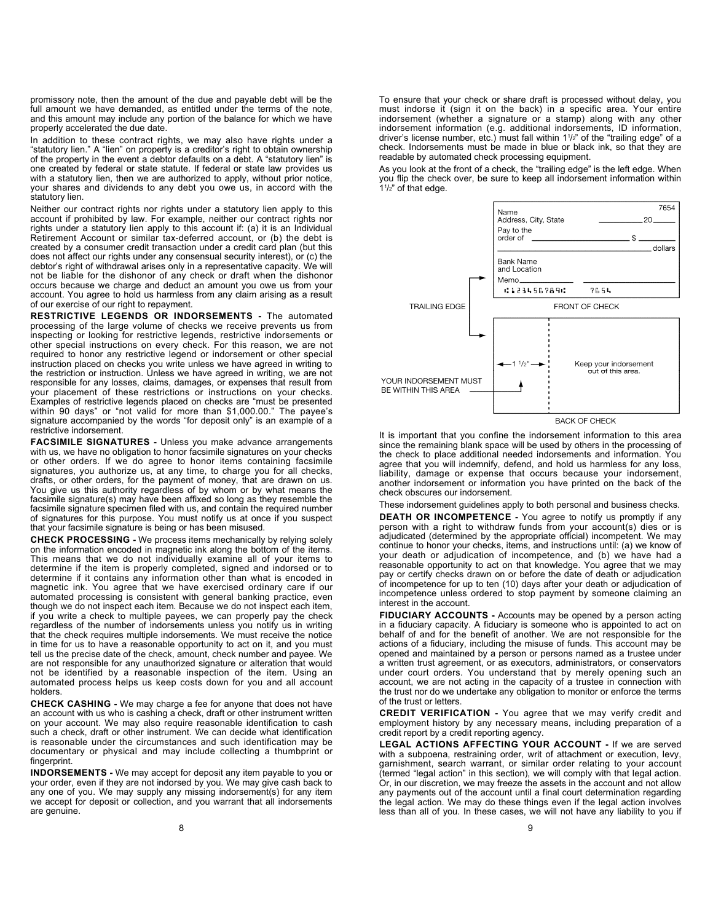promissory note, then the amount of the due and payable debt will be the full amount we have demanded, as entitled under the terms of the note, and this amount may include any portion of the balance for which we have properly accelerated the due date.

In addition to these contract rights, we may also have rights under a "statutory lien." A "lien" on property is a creditor's right to obtain ownership of the property in the event a debtor defaults on a debt. A "statutory lien" is one created by federal or state statute. If federal or state law provides us with a statutory lien, then we are authorized to apply, without prior notice, your shares and dividends to any debt you owe us, in accord with the statutory lien.

Neither our contract rights nor rights under a statutory lien apply to this account if prohibited by law. For example, neither our contract rights nor rights under a statutory lien apply to this account if: (a) it is an Individual Retirement Account or similar tax-deferred account, or (b) the debt is created by a consumer credit transaction under a credit card plan (but this does not affect our rights under any consensual security interest), or (c) the debtor's right of withdrawal arises only in a representative capacity. We will not be liable for the dishonor of any check or draft when the dishonor occurs because we charge and deduct an amount you owe us from your account. You agree to hold us harmless from any claim arising as a result of our exercise of our right to repayment.

**RESTRICTIVE LEGENDS OR INDORSEMENTS -** The automated processing of the large volume of checks we receive prevents us from inspecting or looking for restrictive legends, restrictive indorsements or other special instructions on every check. For this reason, we are not required to honor any restrictive legend or indorsement or other special instruction placed on checks you write unless we have agreed in writing to the restriction or instruction. Unless we have agreed in writing, we are not responsible for any losses, claims, damages, or expenses that result from your placement of these restrictions or instructions on your checks. Examples of restrictive legends placed on checks are "must be presented within 90 days" or "not valid for more than $1,000.00." The payee's signature accompanied by the words "for deposit only" is an example of a restrictive indorsement.

**FACSIMILE SIGNATURES -** Unless you make advance arrangements with us, we have no obligation to honor facsimile signatures on your checks or other orders. If we do agree to honor items containing facsimile signatures, you authorize us, at any time, to charge you for all checks, drafts, or other orders, for the payment of money, that are drawn on us. You give us this authority regardless of by whom or by what means the facsimile signature(s) may have been affixed so long as they resemble the facsimile signature specimen filed with us, and contain the required number of signatures for this purpose. You must notify us at once if you suspect that your facsimile signature is being or has been misused.

**CHECK PROCESSING -** We process items mechanically by relying solely on the information encoded in magnetic ink along the bottom of the items. This means that we do not individually examine all of your items to determine if the item is properly completed, signed and indorsed or to determine if it contains any information other than what is encoded in magnetic ink. You agree that we have exercised ordinary care if our automated processing is consistent with general banking practice, even though we do not inspect each item. Because we do not inspect each item, if you write a check to multiple payees, we can properly pay the check regardless of the number of indorsements unless you notify us in writing that the check requires multiple indorsements. We must receive the notice in time for us to have a reasonable opportunity to act on it, and you must tell us the precise date of the check, amount, check number and payee. We are not responsible for any unauthorized signature or alteration that would not be identified by a reasonable inspection of the item. Using an automated process helps us keep costs down for you and all account holders.

**CHECK CASHING -** We may charge a fee for anyone that does not have an account with us who is cashing a check, draft or other instrument written on your account. We may also require reasonable identification to cash such a check, draft or other instrument. We can decide what identification is reasonable under the circumstances and such identification may be documentary or physical and may include collecting a thumbprint or fingerprint.

**INDORSEMENTS -** We may accept for deposit any item payable to you or your order, even if they are not indorsed by you. We may give cash back to any one of you. We may supply any missing indorsement(s) for any item we accept for deposit or collection, and you warrant that all indorsements are genuine.

To ensure that your check or share draft is processed without delay, you must indorse it (sign it on the back) in a specific area. Your entire indorsement (whether a signature or a stamp) along with any other indorsement information (e.g. additional indorsements, ID information, driver's license number, etc.) must fall within 1½" of the "trailing edge" of a check. Indorsements must be made in blue or black ink, so that they are readable by automated check processing equipment.

As you look at the front of a check, the "trailing edge" is the left edge. When you flip the check over, be sure to keep all indorsement information within 1½" of that edge.

Name
Address, City, State ____________ 20____ 7654
Pay to the order of ____________ $ ________
____________ dollars
Bank Name and Location
Memo ____________
⑆123456789⑆ 7654

TRAILING EDGE — FRONT OF CHECK

← 1 ½" → Keep your indorsement out of this area.

YOUR INDORSEMENT MUST BE WITHIN THIS AREA — BACK OF CHECK

It is important that you confine the indorsement information to this area since the remaining blank space will be used by others in the processing of the check to place additional needed indorsements and information. You agree that you will indemnify, defend, and hold us harmless for any loss, liability, damage or expense that occurs because your indorsement, another indorsement or information you have printed on the back of the check obscures our indorsement.

These indorsement guidelines apply to both personal and business checks.

**DEATH OR INCOMPETENCE -** You agree to notify us promptly if any person with a right to withdraw funds from your account(s) dies or is adjudicated (determined by the appropriate official) incompetent. We may continue to honor your checks, items, and instructions until: (a) we know of your death or adjudication of incompetence, and (b) we have had a reasonable opportunity to act on that knowledge. You agree that we may pay or certify checks drawn on or before the date of death or adjudication of incompetence for up to ten (10) days after your death or adjudication of incompetence unless ordered to stop payment by someone claiming an interest in the account.

**FIDUCIARY ACCOUNTS -** Accounts may be opened by a person acting in a fiduciary capacity. A fiduciary is someone who is appointed to act on behalf of and for the benefit of another. We are not responsible for the actions of a fiduciary, including the misuse of funds. This account may be opened and maintained by a person or persons named as a trustee under a written trust agreement, or as executors, administrators, or conservators under court orders. You understand that by merely opening such an account, we are not acting in the capacity of a trustee in connection with the trust nor do we undertake any obligation to monitor or enforce the terms of the trust or letters.

**CREDIT VERIFICATION -** You agree that we may verify credit and employment history by any necessary means, including preparation of a credit report by a credit reporting agency.

**LEGAL ACTIONS AFFECTING YOUR ACCOUNT -** If we are served with a subpoena, restraining order, writ of attachment or execution, levy, garnishment, search warrant, or similar order relating to your account (termed "legal action" in this section), we will comply with that legal action. Or, in our discretion, we may freeze the assets in the account and not allow any payments out of the account until a final court determination regarding the legal action. We may do these things even if the legal action involves less than all of you. In these cases, we will not have any liability to you if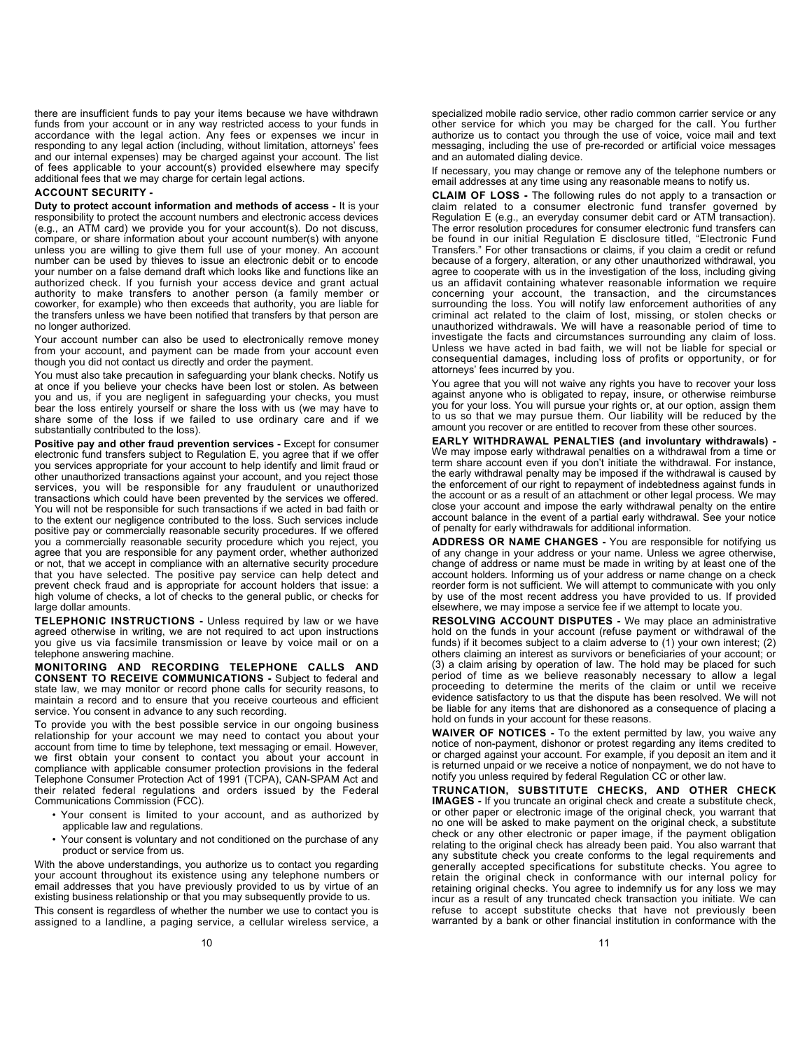there are insufficient funds to pay your items because we have withdrawn funds from your account or in any way restricted access to your funds in accordance with the legal action. Any fees or expenses we incur in responding to any legal action (including, without limitation, attorneys' fees and our internal expenses) may be charged against your account. The list of fees applicable to your account(s) provided elsewhere may specify additional fees that we may charge for certain legal actions.

**ACCOUNT SECURITY -**

**Duty to protect account information and methods of access -** It is your responsibility to protect the account numbers and electronic access devices (e.g., an ATM card) we provide you for your account(s). Do not discuss, compare, or share information about your account number(s) with anyone unless you are willing to give them full use of your money. An account number can be used by thieves to issue an electronic debit or to encode your number on a false demand draft which looks like and functions like an authorized check. If you furnish your access device and grant actual authority to make transfers to another person (a family member or coworker, for example) who then exceeds that authority, you are liable for the transfers unless we have been notified that transfers by that person are no longer authorized.

Your account number can also be used to electronically remove money from your account, and payment can be made from your account even though you did not contact us directly and order the payment.

You must also take precaution in safeguarding your blank checks. Notify us at once if you believe your checks have been lost or stolen. As between you and us, if you are negligent in safeguarding your checks, you must bear the loss entirely yourself or share the loss with us (we may have to share some of the loss if we failed to use ordinary care and if we substantially contributed to the loss).

**Positive pay and other fraud prevention services -** Except for consumer electronic fund transfers subject to Regulation E, you agree that if we offer you services appropriate for your account to help identify and limit fraud or other unauthorized transactions against your account, and you reject those services, you will be responsible for any fraudulent or unauthorized transactions which could have been prevented by the services we offered. You will not be responsible for such transactions if we acted in bad faith or to the extent our negligence contributed to the loss. Such services include positive pay or commercially reasonable security procedures. If we offered you a commercially reasonable security procedure which you reject, you agree that you are responsible for any payment order, whether authorized or not, that we accept in compliance with an alternative security procedure that you have selected. The positive pay service can help detect and prevent check fraud and is appropriate for account holders that issue: a high volume of checks, a lot of checks to the general public, or checks for large dollar amounts.

**TELEPHONIC INSTRUCTIONS -** Unless required by law or we have agreed otherwise in writing, we are not required to act upon instructions you give us via facsimile transmission or leave by voice mail or on a telephone answering machine.

**MONITORING AND RECORDING TELEPHONE CALLS AND CONSENT TO RECEIVE COMMUNICATIONS -** Subject to federal and state law, we may monitor or record phone calls for security reasons, to maintain a record and to ensure that you receive courteous and efficient service. You consent in advance to any such recording.

To provide you with the best possible service in our ongoing business relationship for your account we may need to contact you about your account from time to time by telephone, text messaging or email. However, we first obtain your consent to contact you about your account in compliance with applicable consumer protection provisions in the federal Telephone Consumer Protection Act of 1991 (TCPA), CAN-SPAM Act and their related federal regulations and orders issued by the Federal Communications Commission (FCC).

- Your consent is limited to your account, and as authorized by applicable law and regulations.
- Your consent is voluntary and not conditioned on the purchase of any product or service from us.

With the above understandings, you authorize us to contact you regarding your account throughout its existence using any telephone numbers or email addresses that you have previously provided to us by virtue of an existing business relationship or that you may subsequently provide to us.

This consent is regardless of whether the number we use to contact you is assigned to a landline, a paging service, a cellular wireless service, a specialized mobile radio service, other radio common carrier service or any other service for which you may be charged for the call. You further authorize us to contact you through the use of voice, voice mail and text messaging, including the use of pre-recorded or artificial voice messages and an automated dialing device.

If necessary, you may change or remove any of the telephone numbers or email addresses at any time using any reasonable means to notify us.

**CLAIM OF LOSS -** The following rules do not apply to a transaction or claim related to a consumer electronic fund transfer governed by Regulation E (e.g., an everyday consumer debit card or ATM transaction). The error resolution procedures for consumer electronic fund transfers can be found in our initial Regulation E disclosure titled, "Electronic Fund Transfers." For other transactions or claims, if you claim a credit or refund because of a forgery, alteration, or any other unauthorized withdrawal, you agree to cooperate with us in the investigation of the loss, including giving us an affidavit containing whatever reasonable information we require concerning your account, the transaction, and the circumstances surrounding the loss. You will notify law enforcement authorities of any criminal act related to the claim of lost, missing, or stolen checks or unauthorized withdrawals. We will have a reasonable period of time to investigate the facts and circumstances surrounding any claim of loss. Unless we have acted in bad faith, we will not be liable for special or consequential damages, including loss of profits or opportunity, or for attorneys' fees incurred by you.

You agree that you will not waive any rights you have to recover your loss against anyone who is obligated to repay, insure, or otherwise reimburse you for your loss. You will pursue your rights or, at our option, assign them to us so that we may pursue them. Our liability will be reduced by the amount you recover or are entitled to recover from these other sources.

**EARLY WITHDRAWAL PENALTIES (and involuntary withdrawals) -** We may impose early withdrawal penalties on a withdrawal from a time or term share account even if you don't initiate the withdrawal. For instance, the early withdrawal penalty may be imposed if the withdrawal is caused by the enforcement of our right to repayment of indebtedness against funds in the account or as a result of an attachment or other legal process. We may close your account and impose the early withdrawal penalty on the entire account balance in the event of a partial early withdrawal. See your notice of penalty for early withdrawals for additional information.

**ADDRESS OR NAME CHANGES -** You are responsible for notifying us of any change in your address or your name. Unless we agree otherwise, change of address or name must be made in writing by at least one of the account holders. Informing us of your address or name change on a check reorder form is not sufficient. We will attempt to communicate with you only by use of the most recent address you have provided to us. If provided elsewhere, we may impose a service fee if we attempt to locate you.

**RESOLVING ACCOUNT DISPUTES -** We may place an administrative hold on the funds in your account (refuse payment or withdrawal of the funds) if it becomes subject to a claim adverse to (1) your own interest; (2) others claiming an interest as survivors or beneficiaries of your account; or (3) a claim arising by operation of law. The hold may be placed for such period of time as we believe reasonably necessary to allow a legal proceeding to determine the merits of the claim or until we receive evidence satisfactory to us that the dispute has been resolved. We will not be liable for any items that are dishonored as a consequence of placing a hold on funds in your account for these reasons.

**WAIVER OF NOTICES -** To the extent permitted by law, you waive any notice of non-payment, dishonor or protest regarding any items credited to or charged against your account. For example, if you deposit an item and it is returned unpaid or we receive a notice of nonpayment, we do not have to notify you unless required by federal Regulation CC or other law.

**TRUNCATION, SUBSTITUTE CHECKS, AND OTHER CHECK IMAGES -** If you truncate an original check and create a substitute check, or other paper or electronic image of the original check, you warrant that no one will be asked to make payment on the original check, a substitute check or any other electronic or paper image, if the payment obligation relating to the original check has already been paid. You also warrant that any substitute check you create conforms to the legal requirements and generally accepted specifications for substitute checks. You agree to retain the original check in conformance with our internal policy for retaining original checks. You agree to indemnify us for any loss we may incur as a result of any truncated check transaction you initiate. We can refuse to accept substitute checks that have not previously been warranted by a bank or other financial institution in conformance with the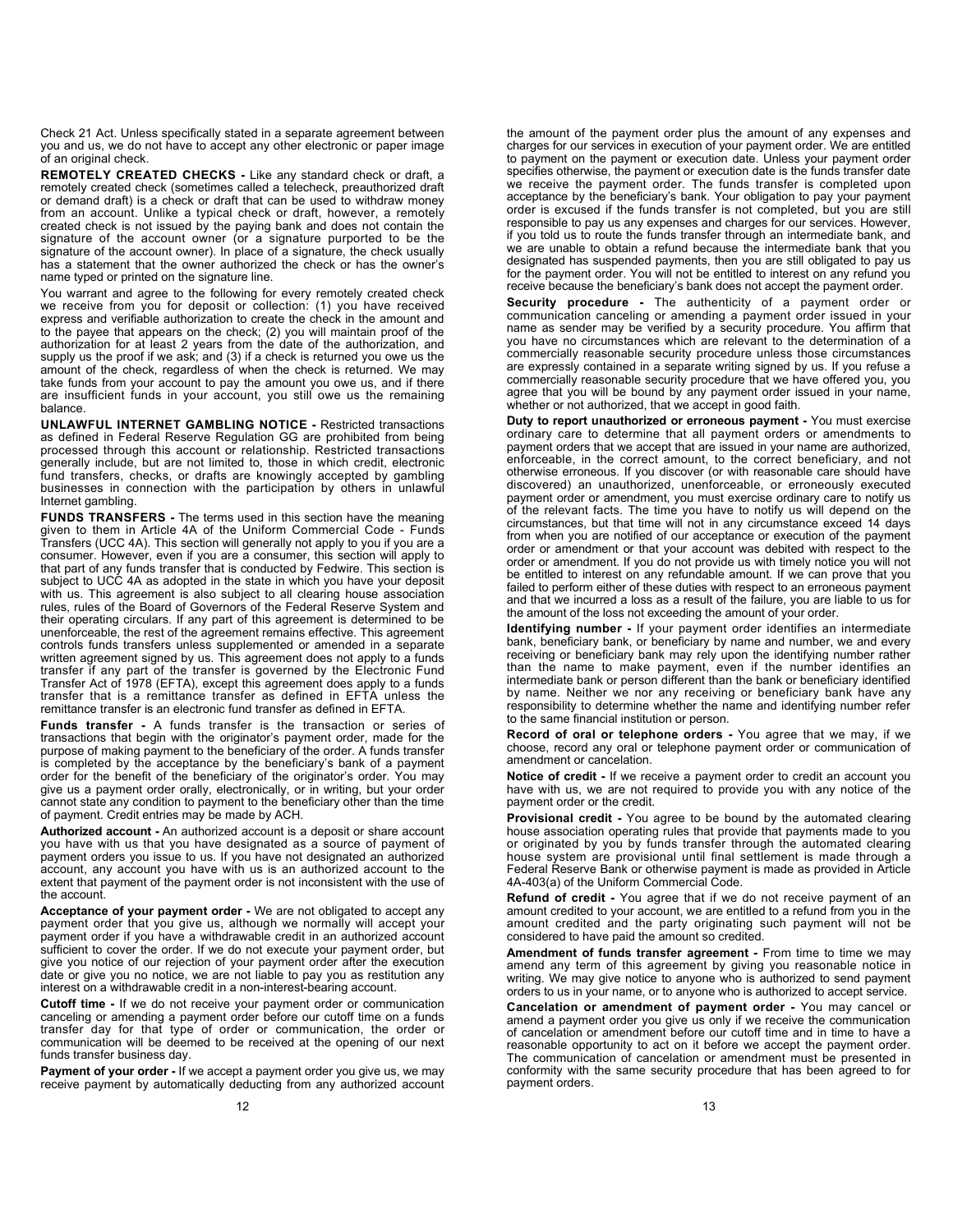Check 21 Act. Unless specifically stated in a separate agreement between you and us, we do not have to accept any other electronic or paper image of an original check.

**REMOTELY CREATED CHECKS -** Like any standard check or draft, a remotely created check (sometimes called a telecheck, preauthorized draft or demand draft) is a check or draft that can be used to withdraw money from an account. Unlike a typical check or draft, however, a remotely created check is not issued by the paying bank and does not contain the signature of the account owner (or a signature purported to be the signature of the account owner). In place of a signature, the check usually has a statement that the owner authorized the check or has the owner's name typed or printed on the signature line.

You warrant and agree to the following for every remotely created check we receive from you for deposit or collection: (1) you have received express and verifiable authorization to create the check in the amount and to the payee that appears on the check; (2) you will maintain proof of the authorization for at least 2 years from the date of the authorization, and supply us the proof if we ask; and (3) if a check is returned you owe us the amount of the check, regardless of when the check is returned. We may take funds from your account to pay the amount you owe us, and if there are insufficient funds in your account, you still owe us the remaining balance.

**UNLAWFUL INTERNET GAMBLING NOTICE -** Restricted transactions as defined in Federal Reserve Regulation GG are prohibited from being processed through this account or relationship. Restricted transactions generally include, but are not limited to, those in which credit, electronic fund transfers, checks, or drafts are knowingly accepted by gambling businesses in connection with the participation by others in unlawful Internet gambling.

**FUNDS TRANSFERS -** The terms used in this section have the meaning given to them in Article 4A of the Uniform Commercial Code - Funds Transfers (UCC 4A). This section will generally not apply to you if you are a consumer. However, even if you are a consumer, this section will apply to that part of any funds transfer that is conducted by Fedwire. This section is subject to UCC 4A as adopted in the state in which you have your deposit with us. This agreement is also subject to all clearing house association rules, rules of the Board of Governors of the Federal Reserve System and their operating circulars. If any part of this agreement is determined to be unenforceable, the rest of the agreement remains effective. This agreement controls funds transfers unless supplemented or amended in a separate written agreement signed by us. This agreement does not apply to a funds transfer if any part of the transfer is governed by the Electronic Fund Transfer Act of 1978 (EFTA), except this agreement does apply to a funds transfer that is a remittance transfer as defined in EFTA unless the remittance transfer is an electronic fund transfer as defined in EFTA.

**Funds transfer -** A funds transfer is the transaction or series of transactions that begin with the originator's payment order, made for the purpose of making payment to the beneficiary of the order. A funds transfer is completed by the acceptance by the beneficiary's bank of a payment order for the benefit of the beneficiary of the originator's order. You may give us a payment order orally, electronically, or in writing, but your order cannot state any condition to payment to the beneficiary other than the time of payment. Credit entries may be made by ACH.

**Authorized account -** An authorized account is a deposit or share account you have with us that you have designated as a source of payment of payment orders you issue to us. If you have not designated an authorized account, any account you have with us is an authorized account to the extent that payment of the payment order is not inconsistent with the use of the account.

**Acceptance of your payment order -** We are not obligated to accept any payment order that you give us, although we normally will accept your payment order if you have a withdrawable credit in an authorized account sufficient to cover the order. If we do not execute your payment order, but give you notice of our rejection of your payment order after the execution date or give you no notice, we are not liable to pay you as restitution any interest on a withdrawable credit in a non-interest-bearing account.

**Cutoff time -** If we do not receive your payment order or communication canceling or amending a payment order before our cutoff time on a funds transfer day for that type of order or communication, the order or communication will be deemed to be received at the opening of our next funds transfer business day.

**Payment of your order -** If we accept a payment order you give us, we may receive payment by automatically deducting from any authorized account the amount of the payment order plus the amount of any expenses and charges for our services in execution of your payment order. We are entitled to payment on the payment or execution date. Unless your payment order specifies otherwise, the payment or execution date is the funds transfer date we receive the payment order. The funds transfer is completed upon acceptance by the beneficiary's bank. Your obligation to pay your payment order is excused if the funds transfer is not completed, but you are still responsible to pay us any expenses and charges for our services. However, if you told us to route the funds transfer through an intermediate bank, and we are unable to obtain a refund because the intermediate bank that you designated has suspended payments, then you are still obligated to pay us for the payment order. You will not be entitled to interest on any refund you receive because the beneficiary's bank does not accept the payment order.

**Security procedure -** The authenticity of a payment order or communication canceling or amending a payment order issued in your name as sender may be verified by a security procedure. You affirm that you have no circumstances which are relevant to the determination of a commercially reasonable security procedure unless those circumstances are expressly contained in a separate writing signed by us. If you refuse a commercially reasonable security procedure that we have offered you, you agree that you will be bound by any payment order issued in your name, whether or not authorized, that we accept in good faith.

**Duty to report unauthorized or erroneous payment -** You must exercise ordinary care to determine that all payment orders or amendments to payment orders that we accept that are issued in your name are authorized, enforceable, in the correct amount, to the correct beneficiary, and not otherwise erroneous. If you discover (or with reasonable care should have discovered) an unauthorized, unenforceable, or erroneously executed payment order or amendment, you must exercise ordinary care to notify us of the relevant facts. The time you have to notify us will depend on the circumstances, but that time will not in any circumstance exceed 14 days from when you are notified of our acceptance or execution of the payment order or amendment or that your account was debited with respect to the order or amendment. If you do not provide us with timely notice you will not be entitled to interest on any refundable amount. If we can prove that you failed to perform either of these duties with respect to an erroneous payment and that we incurred a loss as a result of the failure, you are liable to us for the amount of the loss not exceeding the amount of your order.

**Identifying number -** If your payment order identifies an intermediate bank, beneficiary bank, or beneficiary by name and number, we and every receiving or beneficiary bank may rely upon the identifying number rather than the name to make payment, even if the number identifies an intermediate bank or person different than the bank or beneficiary identified by name. Neither we nor any receiving or beneficiary bank have any responsibility to determine whether the name and identifying number refer to the same financial institution or person.

**Record of oral or telephone orders -** You agree that we may, if we choose, record any oral or telephone payment order or communication of amendment or cancelation.

**Notice of credit -** If we receive a payment order to credit an account you have with us, we are not required to provide you with any notice of the payment order or the credit.

**Provisional credit -** You agree to be bound by the automated clearing house association operating rules that provide that payments made to you or originated by you by funds transfer through the automated clearing house system are provisional until final settlement is made through a Federal Reserve Bank or otherwise payment is made as provided in Article 4A-403(a) of the Uniform Commercial Code.

**Refund of credit -** You agree that if we do not receive payment of an amount credited to your account, we are entitled to a refund from you in the amount credited and the party originating such payment will not be considered to have paid the amount so credited.

**Amendment of funds transfer agreement -** From time to time we may amend any term of this agreement by giving you reasonable notice in writing. We may give notice to anyone who is authorized to send payment orders to us in your name, or to anyone who is authorized to accept service.

**Cancelation or amendment of payment order -** You may cancel or amend a payment order you give us only if we receive the communication of cancelation or amendment before our cutoff time and in time to have a reasonable opportunity to act on it before we accept the payment order. The communication of cancelation or amendment must be presented in conformity with the same security procedure that has been agreed to for payment orders.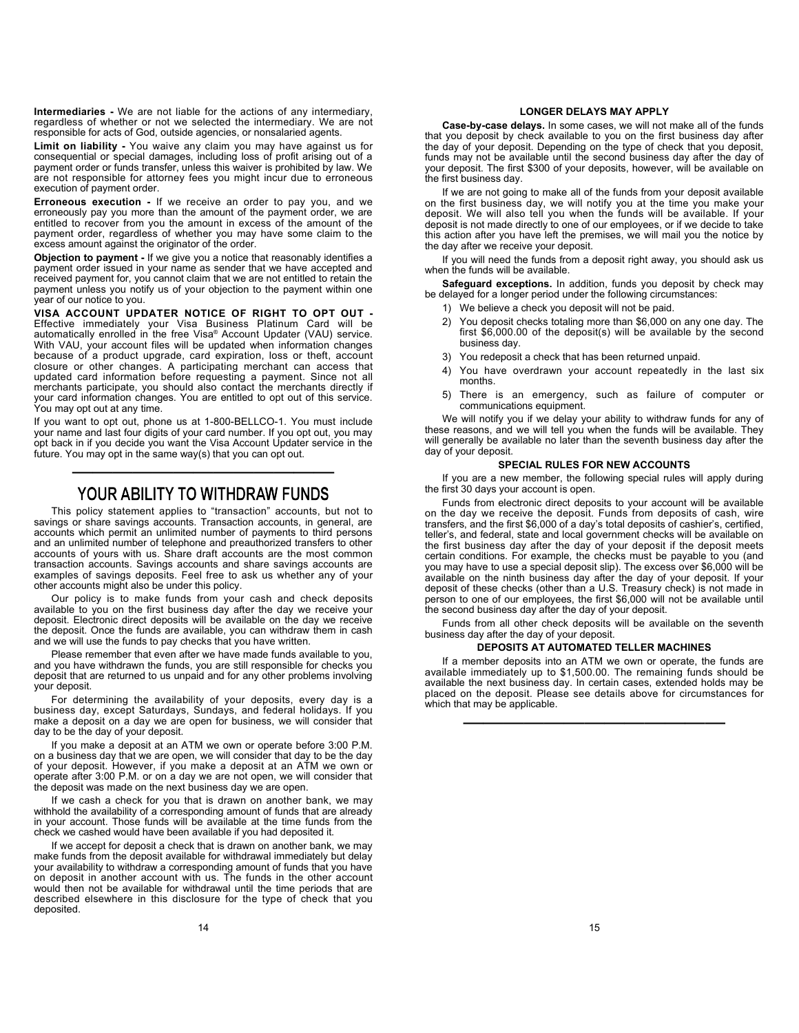**Intermediaries -** We are not liable for the actions of any intermediary, regardless of whether or not we selected the intermediary. We are not responsible for acts of God, outside agencies, or nonsalaried agents.

**Limit on liability -** You waive any claim you may have against us for consequential or special damages, including loss of profit arising out of a payment order or funds transfer, unless this waiver is prohibited by law. We are not responsible for attorney fees you might incur due to erroneous execution of payment order.

**Erroneous execution -** If we receive an order to pay you, and we erroneously pay you more than the amount of the payment order, we are entitled to recover from you the amount in excess of the amount of the payment order, regardless of whether you may have some claim to the excess amount against the originator of the order.

**Objection to payment -** If we give you a notice that reasonably identifies a payment order issued in your name as sender that we have accepted and received payment for, you cannot claim that we are not entitled to retain the payment unless you notify us of your objection to the payment within one year of our notice to you.

**VISA ACCOUNT UPDATER NOTICE OF RIGHT TO OPT OUT -** Effective immediately your Visa Business Platinum Card will be automatically enrolled in the free Visa® Account Updater (VAU) service. With VAU, your account files will be updated when information changes because of a product upgrade, card expiration, loss or theft, account closure or other changes. A participating merchant can access that updated card information before requesting a payment. Since not all merchants participate, you should also contact the merchants directly if your card information changes. You are entitled to opt out of this service. You may opt out at any time.

If you want to opt out, phone us at 1-800-BELLCO-1. You must include your name and last four digits of your card number. If you opt out, you may opt back in if you decide you want the Visa Account Updater service in the future. You may opt in the same way(s) that you can opt out.

---

# YOUR ABILITY TO WITHDRAW FUNDS

This policy statement applies to "transaction" accounts, but not to savings or share savings accounts. Transaction accounts, in general, are accounts which permit an unlimited number of payments to third persons and an unlimited number of telephone and preauthorized transfers to other accounts of yours with us. Share draft accounts are the most common transaction accounts. Savings accounts and share savings accounts are examples of savings deposits. Feel free to ask us whether any of your other accounts might also be under this policy.

Our policy is to make funds from your cash and check deposits available to you on the first business day after the day we receive your deposit. Electronic direct deposits will be available on the day we receive the deposit. Once the funds are available, you can withdraw them in cash and we will use the funds to pay checks that you have written.

Please remember that even after we have made funds available to you, and you have withdrawn the funds, you are still responsible for checks you deposit that are returned to us unpaid and for any other problems involving your deposit.

For determining the availability of your deposits, every day is a business day, except Saturdays, Sundays, and federal holidays. If you make a deposit on a day we are open for business, we will consider that day to be the day of your deposit.

If you make a deposit at an ATM we own or operate before 3:00 P.M. on a business day that we are open, we will consider that day to be the day of your deposit. However, if you make a deposit at an ATM we own or operate after 3:00 P.M. or on a day we are not open, we will consider that the deposit was made on the next business day we are open.

If we cash a check for you that is drawn on another bank, we may withhold the availability of a corresponding amount of funds that are already in your account. Those funds will be available at the time funds from the check we cashed would have been available if you had deposited it.

If we accept for deposit a check that is drawn on another bank, we may make funds from the deposit available for withdrawal immediately but delay your availability to withdraw a corresponding amount of funds that you have on deposit in another account with us. The funds in the other account would then not be available for withdrawal until the time periods that are described elsewhere in this disclosure for the type of check that you deposited.

### LONGER DELAYS MAY APPLY

**Case-by-case delays.** In some cases, we will not make all of the funds that you deposit by check available to you on the first business day after the day of your deposit. Depending on the type of check that you deposit, funds may not be available until the second business day after the day of your deposit. The first $300 of your deposits, however, will be available on the first business day.

If we are not going to make all of the funds from your deposit available on the first business day, we will notify you at the time you make your deposit. We will also tell you when the funds will be available. If your deposit is not made directly to one of our employees, or if we decide to take this action after you have left the premises, we will mail you the notice by the day after we receive your deposit.

If you will need the funds from a deposit right away, you should ask us when the funds will be available.

**Safeguard exceptions.** In addition, funds you deposit by check may be delayed for a longer period under the following circumstances:

1) We believe a check you deposit will not be paid.
2) You deposit checks totaling more than $6,000 on any one day. The first $6,000.00 of the deposit(s) will be available by the second business day.
3) You redeposit a check that has been returned unpaid.
4) You have overdrawn your account repeatedly in the last six months.
5) There is an emergency, such as failure of computer or communications equipment.

We will notify you if we delay your ability to withdraw funds for any of these reasons, and we will tell you when the funds will be available. They will generally be available no later than the seventh business day after the day of your deposit.

### SPECIAL RULES FOR NEW ACCOUNTS

If you are a new member, the following special rules will apply during the first 30 days your account is open.

Funds from electronic direct deposits to your account will be available on the day we receive the deposit. Funds from deposits of cash, wire transfers, and the first $6,000 of a day's total deposits of cashier's, certified, teller's, and federal, state and local government checks will be available on the first business day after the day of your deposit if the deposit meets certain conditions. For example, the checks must be payable to you (and you may have to use a special deposit slip). The excess over $6,000 will be available on the ninth business day after the day of your deposit. If your deposit of these checks (other than a U.S. Treasury check) is not made in person to one of our employees, the first $6,000 will not be available until the second business day after the day of your deposit.

Funds from all other check deposits will be available on the seventh business day after the day of your deposit.

### DEPOSITS AT AUTOMATED TELLER MACHINES

If a member deposits into an ATM we own or operate, the funds are available immediately up to $1,500.00. The remaining funds should be available the next business day. In certain cases, extended holds may be placed on the deposit. Please see details above for circumstances for which that may be applicable.

---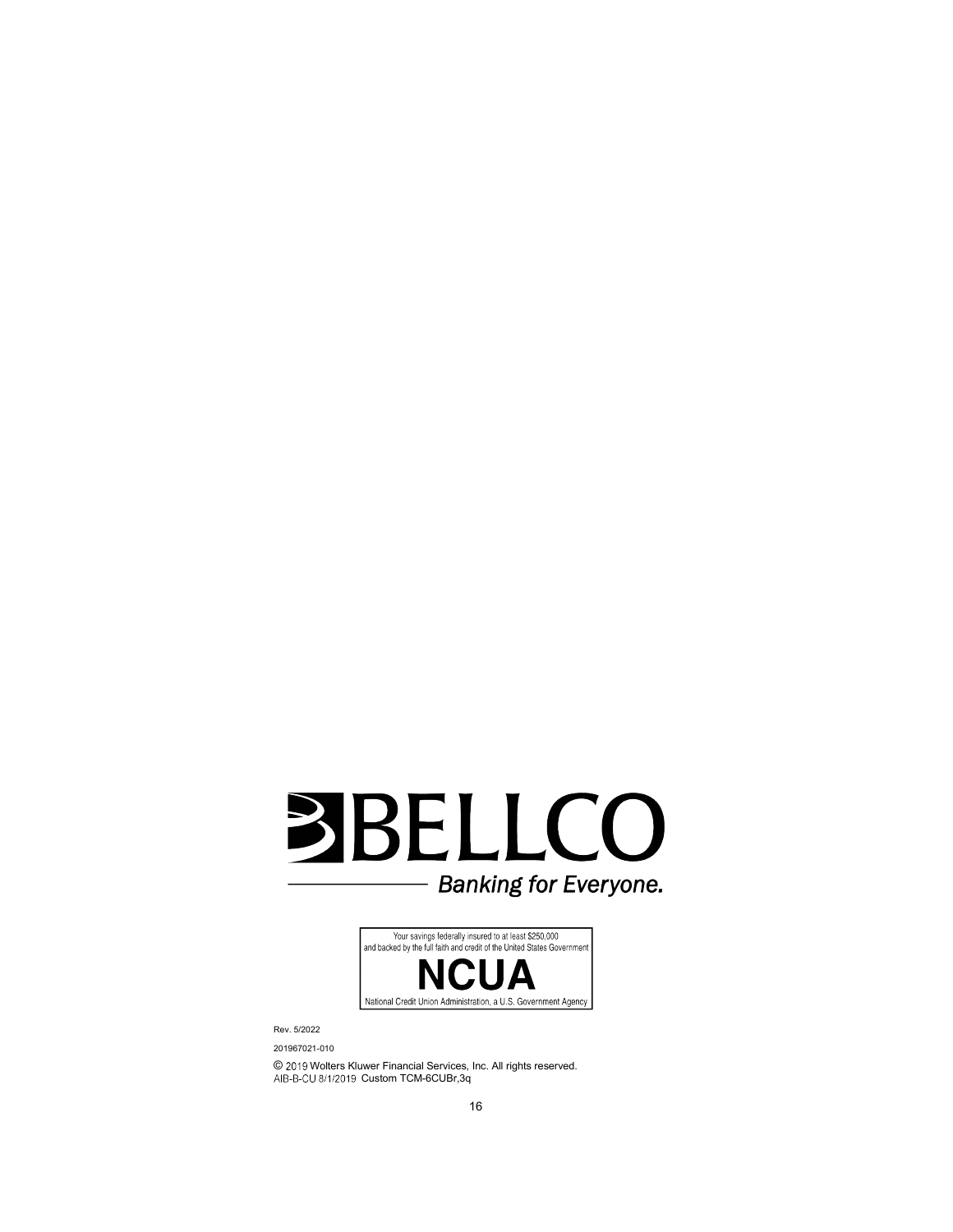BELLCO

Banking for Everyone.

Your savings federally insured to at least $250,000
and backed by the full faith and credit of the United States Government

NCUA

National Credit Union Administration, a U.S. Government Agency

Rev. 5/2022

201967021-010

© 2019 Wolters Kluwer Financial Services, Inc. All rights reserved.
AIB-B-CU 8/1/2019 Custom TCM-6CUBr,3q